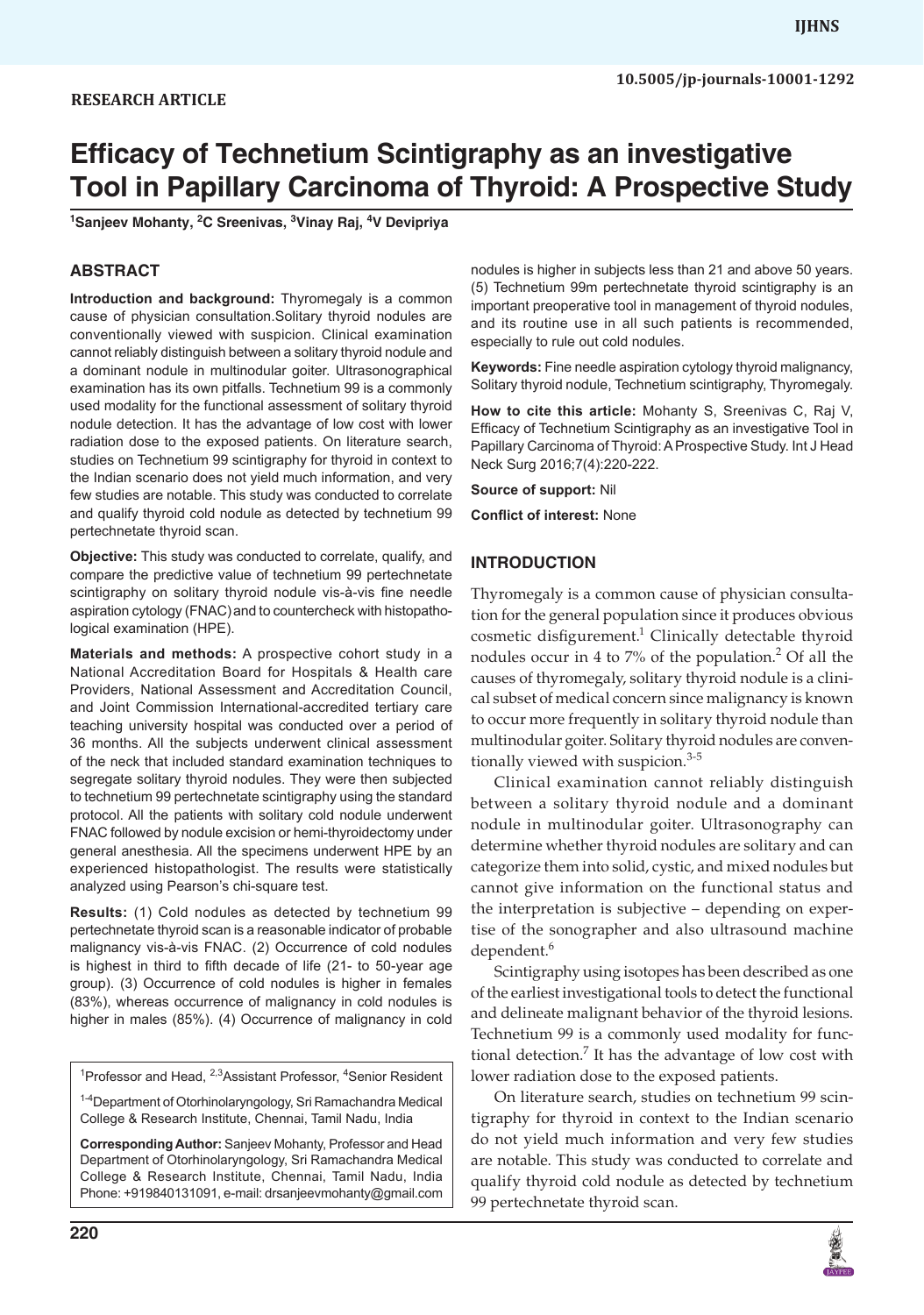RESEARCH ARTICLE

# Efficacy of Technetium Scintigraphy as an investigative Tool in Papillary Carcinoma of Thyroid: A Prospective Study

[1]Sanjeev Mohanty, [2]C Sreenivas, [3]Vinay Raj, [4]V Devipriya

## ABSTRACT

**Introduction and background:** Thyromegaly is a common cause of physician consultation.Solitary thyroid nodules are conventionally viewed with suspicion. Clinical examination cannot reliably distinguish between a solitary thyroid nodule and a dominant nodule in multinodular goiter. Ultrasonographical examination has its own pitfalls. Technetium 99 is a commonly used modality for the functional assessment of solitary thyroid nodule detection. It has the advantage of low cost with lower radiation dose to the exposed patients. On literature search, studies on Technetium 99 scintigraphy for thyroid in context to the Indian scenario does not yield much information, and very few studies are notable. This study was conducted to correlate and qualify thyroid cold nodule as detected by technetium 99 pertechnetate thyroid scan.

**Objective:** This study was conducted to correlate, qualify, and compare the predictive value of technetium 99 pertechnetate scintigraphy on solitary thyroid nodule vis-à-vis fine needle aspiration cytology (FNAC) and to countercheck with histopathological examination (HPE).

**Materials and methods:** A prospective cohort study in a National Accreditation Board for Hospitals & Health care Providers, National Assessment and Accreditation Council, and Joint Commission International-accredited tertiary care teaching university hospital was conducted over a period of 36 months. All the subjects underwent clinical assessment of the neck that included standard examination techniques to segregate solitary thyroid nodules. They were then subjected to technetium 99 pertechnetate scintigraphy using the standard protocol. All the patients with solitary cold nodule underwent FNAC followed by nodule excision or hemi-thyroidectomy under general anesthesia. All the specimens underwent HPE by an experienced histopathologist. The results were statistically analyzed using Pearson's chi-square test.

**Results:** (1) Cold nodules as detected by technetium 99 pertechnetate thyroid scan is a reasonable indicator of probable malignancy vis-à-vis FNAC. (2) Occurrence of cold nodules is highest in third to fifth decade of life (21- to 50-year age group). (3) Occurrence of cold nodules is higher in females (83%), whereas occurrence of malignancy in cold nodules is higher in males (85%). (4) Occurrence of malignancy in cold nodules is higher in subjects less than 21 and above 50 years. (5) Technetium 99m pertechnetate thyroid scintigraphy is an important preoperative tool in management of thyroid nodules, and its routine use in all such patients is recommended, especially to rule out cold nodules.

**Keywords:** Fine needle aspiration cytology thyroid malignancy, Solitary thyroid nodule, Technetium scintigraphy, Thyromegaly.

**How to cite this article:** Mohanty S, Sreenivas C, Raj V, Devipriya V. Efficacy of Technetium Scintigraphy as an investigative Tool in Papillary Carcinoma of Thyroid: A Prospective Study. Int J Head Neck Surg 2016;7(4):220-222.

**Source of support:** Nil

**Conflict of interest:** None

[1]Professor and Head, [2,3]Assistant Professor, [4]Senior Resident

[1-4]Department of Otorhinolaryngology, Sri Ramachandra Medical College & Research Institute, Chennai, Tamil Nadu, India

**Corresponding Author:** Sanjeev Mohanty, Professor and Head Department of Otorhinolaryngology, Sri Ramachandra Medical College & Research Institute, Chennai, Tamil Nadu, India Phone: +919840131091, e-mail: drsanjeevmohanty@gmail.com

## INTRODUCTION

Thyromegaly is a common cause of physician consultation for the general population since it produces obvious cosmetic disfigurement.[1] Clinically detectable thyroid nodules occur in 4 to 7% of the population.[2] Of all the causes of thyromegaly, solitary thyroid nodule is a clinical subset of medical concern since malignancy is known to occur more frequently in solitary thyroid nodule than multinodular goiter. Solitary thyroid nodules are conventionally viewed with suspicion.[3-5]

Clinical examination cannot reliably distinguish between a solitary thyroid nodule and a dominant nodule in multinodular goiter. Ultrasonography can determine whether thyroid nodules are solitary and can categorize them into solid, cystic, and mixed nodules but cannot give information on the functional status and the interpretation is subjective – depending on expertise of the sonographer and also ultrasound machine dependent.[6]

Scintigraphy using isotopes has been described as one of the earliest investigational tools to detect the functional and delineate malignant behavior of the thyroid lesions. Technetium 99 is a commonly used modality for functional detection.[7] It has the advantage of low cost with lower radiation dose to the exposed patients.

On literature search, studies on technetium 99 scintigraphy for thyroid in context to the Indian scenario do not yield much information and very few studies are notable. This study was conducted to correlate and qualify thyroid cold nodule as detected by technetium 99 pertechnetate thyroid scan.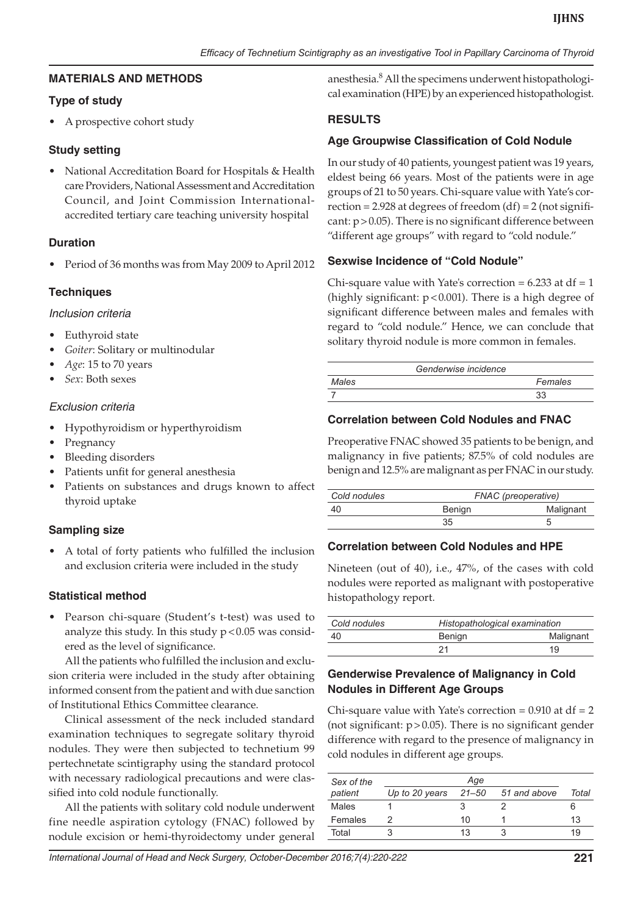## MATERIALS AND METHODS

### Type of study

- A prospective cohort study

### Study setting

- National Accreditation Board for Hospitals & Health care Providers, National Assessment and Accreditation Council, and Joint Commission International-accredited tertiary care teaching university hospital

### Duration

- Period of 36 months was from May 2009 to April 2012

### Techniques

#### *Inclusion criteria*

- Euthyroid state
- *Goiter*: Solitary or multinodular
- *Age*: 15 to 70 years
- *Sex*: Both sexes

#### *Exclusion criteria*

- Hypothyroidism or hyperthyroidism
- Pregnancy
- Bleeding disorders
- Patients unfit for general anesthesia
- Patients on substances and drugs known to affect thyroid uptake

### Sampling size

- A total of forty patients who fulfilled the inclusion and exclusion criteria were included in the study

### Statistical method

- Pearson chi-square (Student's t-test) was used to analyze this study. In this study $p < 0.05$ was considered as the level of significance.

All the patients who fulfilled the inclusion and exclusion criteria were included in the study after obtaining informed consent from the patient and with due sanction of Institutional Ethics Committee clearance.

Clinical assessment of the neck included standard examination techniques to segregate solitary thyroid nodules. They were then subjected to technetium 99 pertechnetate scintigraphy using the standard protocol with necessary radiological precautions and were classified into cold nodule functionally.

All the patients with solitary cold nodule underwent fine needle aspiration cytology (FNAC) followed by nodule excision or hemi-thyroidectomy under general anesthesia.[8] All the specimens underwent histopathological examination (HPE) by an experienced histopathologist.

## RESULTS

### Age Groupwise Classification of Cold Nodule

In our study of 40 patients, youngest patient was 19 years, eldest being 66 years. Most of the patients were in age groups of 21 to 50 years. Chi-square value with Yate's correction = 2.928 at degrees of freedom (df) = 2 (not significant: $p > 0.05$). There is no significant difference between "different age groups" with regard to "cold nodule."

### Sexwise Incidence of "Cold Nodule"

Chi-square value with Yate's correction = 6.233 at df = 1 (highly significant: $p < 0.001$). There is a high degree of significant difference between males and females with regard to "cold nodule." Hence, we can conclude that solitary thyroid nodule is more common in females.

| *Genderwise incidence* | |
|---|---|
| *Males* | *Females* |
| 7 | 33 |

### Correlation between Cold Nodules and FNAC

Preoperative FNAC showed 35 patients to be benign, and malignancy in five patients; 87.5% of cold nodules are benign and 12.5% are malignant as per FNAC in our study.

| *Cold nodules* | *FNAC (preoperative)* | |
|---|---|---|
| 40 | Benign | Malignant |
| | 35 | 5 |

### Correlation between Cold Nodules and HPE

Nineteen (out of 40), i.e., 47%, of the cases with cold nodules were reported as malignant with postoperative histopathology report.

| *Cold nodules* | *Histopathological examination* | |
|---|---|---|
| 40 | Benign | Malignant |
| | 21 | 19 |

### Genderwise Prevalence of Malignancy in Cold Nodules in Different Age Groups

Chi-square value with Yate's correction = 0.910 at df = 2 (not significant: $p > 0.05$). There is no significant gender difference with regard to the presence of malignancy in cold nodules in different age groups.

| *Sex of the patient* | *Age* | | | *Total* |
|---|---|---|---|---|
| | *Up to 20 years* | *21–50* | *51 and above* | |
| Males | 1 | 3 | 2 | 6 |
| Females | 2 | 10 | 1 | 13 |
| Total | 3 | 13 | 3 | 19 |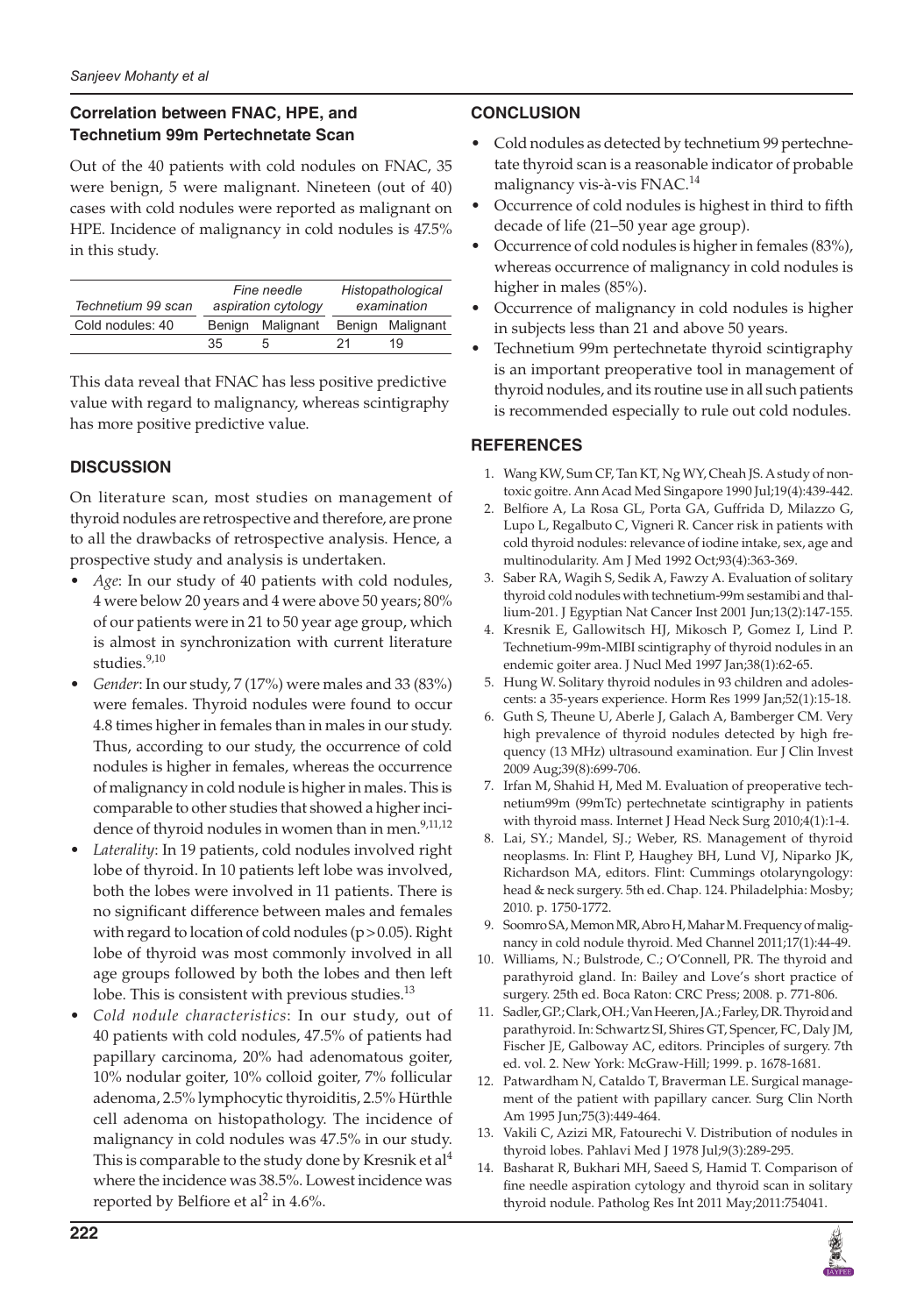### Correlation between FNAC, HPE, and Technetium 99m Pertechnetate Scan

Out of the 40 patients with cold nodules on FNAC, 35 were benign, 5 were malignant. Nineteen (out of 40) cases with cold nodules were reported as malignant on HPE. Incidence of malignancy in cold nodules is 47.5% in this study.

| *Technetium 99 scan* | *Fine needle aspiration cytology* | | *Histopathological examination* | |
|---|---|---|---|---|
| Cold nodules: 40 | Benign | Malignant | Benign | Malignant |
| | 35 | 5 | 21 | 19 |

This data reveal that FNAC has less positive predictive value with regard to malignancy, whereas scintigraphy has more positive predictive value.

## DISCUSSION

On literature scan, most studies on management of thyroid nodules are retrospective and therefore, are prone to all the drawbacks of retrospective analysis. Hence, a prospective study and analysis is undertaken.

- *Age*: In our study of 40 patients with cold nodules, 4 were below 20 years and 4 were above 50 years; 80% of our patients were in 21 to 50 year age group, which is almost in synchronization with current literature studies.[9,10]
- *Gender*: In our study, 7 (17%) were males and 33 (83%) were females. Thyroid nodules were found to occur 4.8 times higher in females than in males in our study. Thus, according to our study, the occurrence of cold nodules is higher in females, whereas the occurrence of malignancy in cold nodule is higher in males. This is comparable to other studies that showed a higher incidence of thyroid nodules in women than in men.[9,11,12]
- *Laterality*: In 19 patients, cold nodules involved right lobe of thyroid. In 10 patients left lobe was involved, both the lobes were involved in 11 patients. There is no significant difference between males and females with regard to location of cold nodules ($p > 0.05$). Right lobe of thyroid was most commonly involved in all age groups followed by both the lobes and then left lobe. This is consistent with previous studies.[13]
- *Cold nodule characteristics*: In our study, out of 40 patients with cold nodules, 47.5% of patients had papillary carcinoma, 20% had adenomatous goiter, 10% nodular goiter, 10% colloid goiter, 7% follicular adenoma, 2.5% lymphocytic thyroiditis, 2.5% Hürthle cell adenoma on histopathology. The incidence of malignancy in cold nodules was 47.5% in our study. This is comparable to the study done by Kresnik et al[4] where the incidence was 38.5%. Lowest incidence was reported by Belfiore et al[2] in 4.6%.

## CONCLUSION

- Cold nodules as detected by technetium 99 pertechnetate thyroid scan is a reasonable indicator of probable malignancy vis-à-vis FNAC.[14]
- Occurrence of cold nodules is highest in third to fifth decade of life (21–50 year age group).
- Occurrence of cold nodules is higher in females (83%), whereas occurrence of malignancy in cold nodules is higher in males (85%).
- Occurrence of malignancy in cold nodules is higher in subjects less than 21 and above 50 years.
- Technetium 99m pertechnetate thyroid scintigraphy is an important preoperative tool in management of thyroid nodules, and its routine use in all such patients is recommended especially to rule out cold nodules.

## REFERENCES

1. Wang KW, Sum CF, Tan KT, Ng WY, Cheah JS. A study of nontoxic goitre. Ann Acad Med Singapore 1990 Jul;19(4):439-442.
2. Belfiore A, La Rosa GL, Porta GA, Guffrida D, Milazzo G, Lupo L, Regalbuto C, Vigneri R. Cancer risk in patients with cold thyroid nodules: relevance of iodine intake, sex, age and multinodularity. Am J Med 1992 Oct;93(4):363-369.
3. Saber RA, Wagih S, Sedik A, Fawzy A. Evaluation of solitary thyroid cold nodules with technetium-99m sestamibi and thallium-201. J Egyptian Nat Cancer Inst 2001 Jun;13(2):147-155.
4. Kresnik E, Gallowitsch HJ, Mikosch P, Gomez I, Lind P. Technetium-99m-MIBI scintigraphy of thyroid nodules in an endemic goiter area. J Nucl Med 1997 Jan;38(1):62-65.
5. Hung W. Solitary thyroid nodules in 93 children and adolescents: a 35-years experience. Horm Res 1999 Jan;52(1):15-18.
6. Guth S, Theune U, Aberle J, Galach A, Bamberger CM. Very high prevalence of thyroid nodules detected by high frequency (13 MHz) ultrasound examination. Eur J Clin Invest 2009 Aug;39(8):699-706.
7. Irfan M, Shahid H, Med M. Evaluation of preoperative technetium99m (99mTc) pertechnetate scintigraphy in patients with thyroid mass. Internet J Head Neck Surg 2010;4(1):1-4.
8. Lai, SY.; Mandel, SJ.; Weber, RS. Management of thyroid neoplasms. In: Flint P, Haughey BH, Lund VJ, Niparko JK, Richardson MA, editors. Flint: Cummings otolaryngology: head & neck surgery. 5th ed. Chap. 124. Philadelphia: Mosby; 2010. p. 1750-1772.
9. Soomro SA, Memon MR, Abro H, Mahar M. Frequency of malignancy in cold nodule thyroid. Med Channel 2011;17(1):44-49.
10. Williams, N.; Bulstrode, C.; O'Connell, PR. The thyroid and parathyroid gland. In: Bailey and Love's short practice of surgery. 25th ed. Boca Raton: CRC Press; 2008. p. 771-806.
11. Sadler, GP.; Clark, OH.; Van Heeren, JA.; Farley, DR. Thyroid and parathyroid. In: Schwartz SI, Shires GT, Spencer, FC, Daly JM, Fischer JE, Galboway AC, editors. Principles of surgery. 7th ed. vol. 2. New York: McGraw-Hill; 1999. p. 1678-1681.
12. Patwardham N, Cataldo T, Braverman LE. Surgical management of the patient with papillary cancer. Surg Clin North Am 1995 Jun;75(3):449-464.
13. Vakili C, Azizi MR, Fatourechi V. Distribution of nodules in thyroid lobes. Pahlavi Med J 1978 Jul;9(3):289-295.
14. Basharat R, Bukhari MH, Saeed S, Hamid T. Comparison of fine needle aspiration cytology and thyroid scan in solitary thyroid nodule. Patholog Res Int 2011 May;2011:754041.